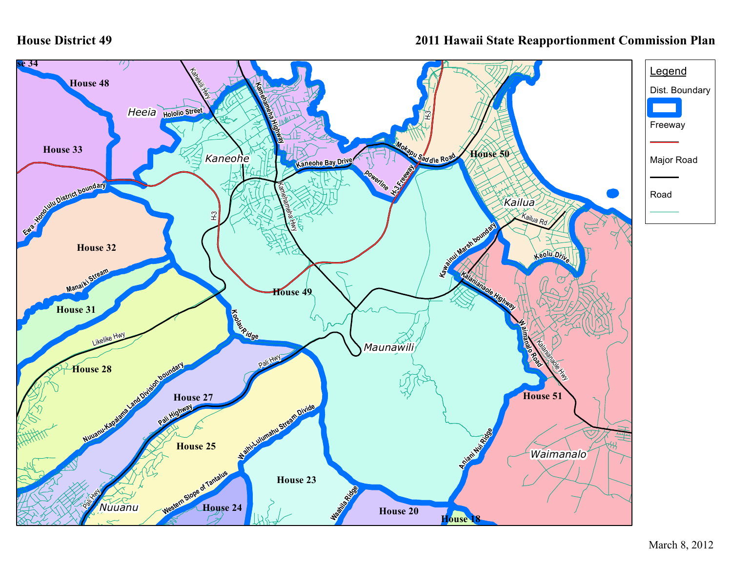**House District 49**

**2011 Hawaii State Reapportionment Commission Plan**

Legend

- Dist. Boundary
- Freeway
- Major Road
- Road

House 48, House 33, House 32, House 31, House 28, House 27, House 25, House 24, House 23, House 20, House 18, House 49, House 50, House 51, se 34

Heeia, Kaneohe, Kailua, Maunawili, Waimanalo, Nuuanu

Hololio Street, Kahekili Hwy, Kamehameha Highway, Kaneohe Bay Drive, Kamehameha Hwy, powerline, H-3 Freeway, Mokapu Saddle Road, H-3, Kailua Rd, Keolu Drive, Kawainui Marsh boundary, Kalanianaole Highway, Waimanalo Road, Kalanianaole Hwy, Ewa - Honolulu District boundary, Manaiki Stream, Likelike Hwy, Koolau Ridge, Pali Hwy, Nuuanu-Kapalama Land Division boundary, Pali Highway, Waihi-Lulumahu Stream Divide, Western Slope of Tantalus, Waahila Ridge, Aniani Nui Ridge

March 8, 2012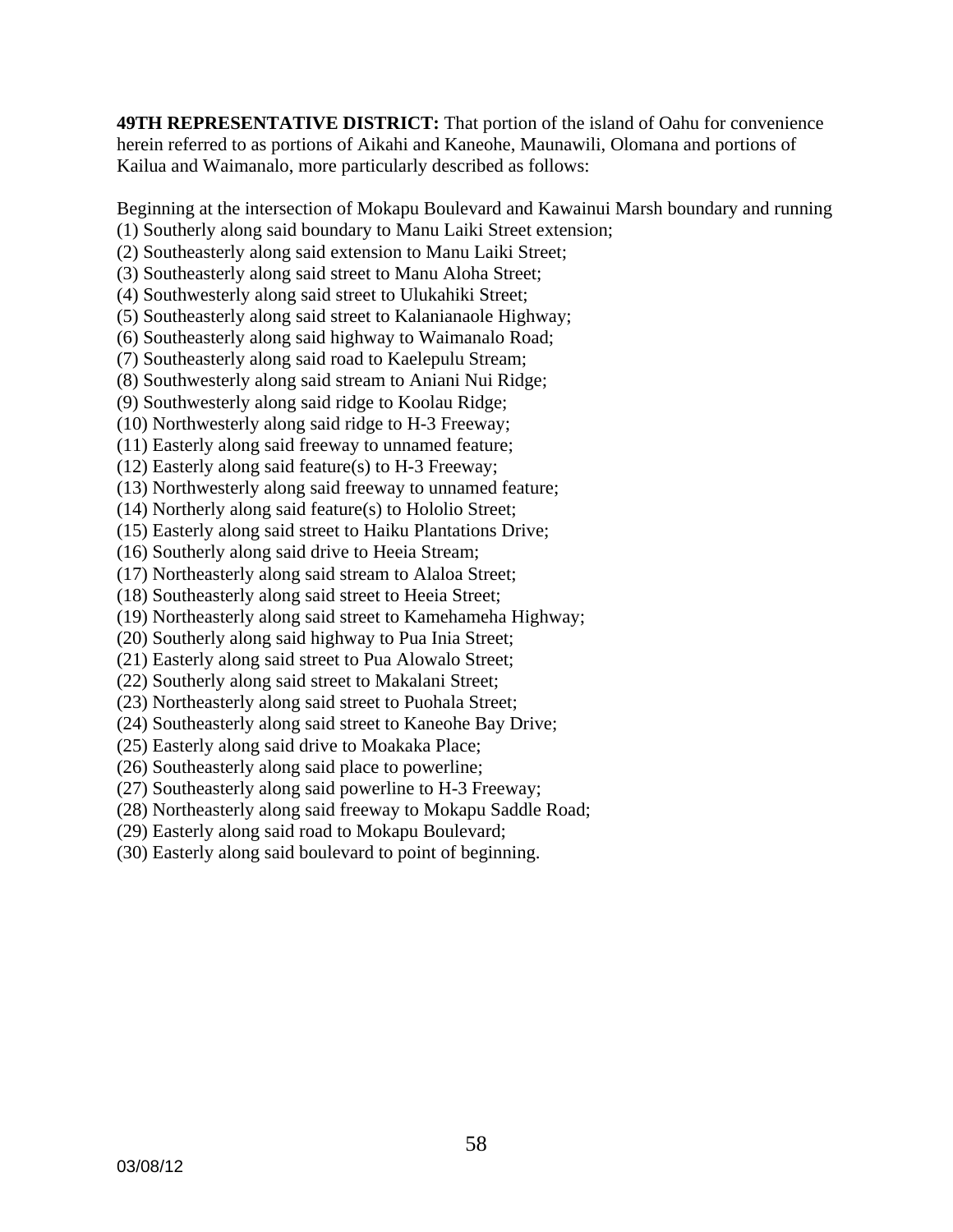**49TH REPRESENTATIVE DISTRICT:** That portion of the island of Oahu for convenience herein referred to as portions of Aikahi and Kaneohe, Maunawili, Olomana and portions of Kailua and Waimanalo, more particularly described as follows:

Beginning at the intersection of Mokapu Boulevard and Kawainui Marsh boundary and running
(1) Southerly along said boundary to Manu Laiki Street extension;
(2) Southeasterly along said extension to Manu Laiki Street;
(3) Southeasterly along said street to Manu Aloha Street;
(4) Southwesterly along said street to Ulukahiki Street;
(5) Southeasterly along said street to Kalanianaole Highway;
(6) Southeasterly along said highway to Waimanalo Road;
(7) Southeasterly along said road to Kaelepulu Stream;
(8) Southwesterly along said stream to Aniani Nui Ridge;
(9) Southwesterly along said ridge to Koolau Ridge;
(10) Northwesterly along said ridge to H-3 Freeway;
(11) Easterly along said freeway to unnamed feature;
(12) Easterly along said feature(s) to H-3 Freeway;
(13) Northwesterly along said freeway to unnamed feature;
(14) Northerly along said feature(s) to Hololio Street;
(15) Easterly along said street to Haiku Plantations Drive;
(16) Southerly along said drive to Heeia Stream;
(17) Northeasterly along said stream to Alaloa Street;
(18) Southeasterly along said street to Heeia Street;
(19) Northeasterly along said street to Kamehameha Highway;
(20) Southerly along said highway to Pua Inia Street;
(21) Easterly along said street to Pua Alowalo Street;
(22) Southerly along said street to Makalani Street;
(23) Northeasterly along said street to Puohala Street;
(24) Southeasterly along said street to Kaneohe Bay Drive;
(25) Easterly along said drive to Moakaka Place;
(26) Southeasterly along said place to powerline;
(27) Southeasterly along said powerline to H-3 Freeway;
(28) Northeasterly along said freeway to Mokapu Saddle Road;
(29) Easterly along said road to Mokapu Boulevard;
(30) Easterly along said boulevard to point of beginning.